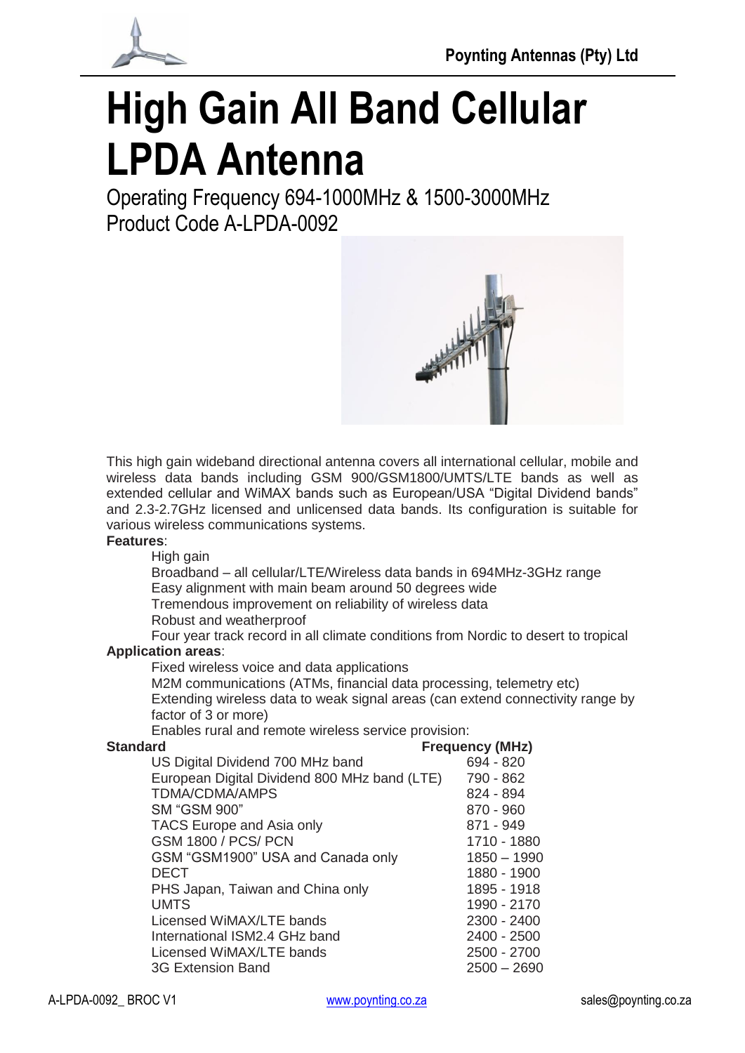Poynting Antennas (Pty) Ltd

# High Gain All Band Cellular LPDA Antenna

Operating Frequency 694-1000MHz & 1500-3000MHz
Product Code A-LPDA-0092

This high gain wideband directional antenna covers all international cellular, mobile and wireless data bands including GSM 900/GSM1800/UMTS/LTE bands as well as extended cellular and WiMAX bands such as European/USA "Digital Dividend bands" and 2.3-2.7GHz licensed and unlicensed data bands. Its configuration is suitable for various wireless communications systems.

**Features**:

- High gain
- Broadband – all cellular/LTE/Wireless data bands in 694MHz-3GHz range
- Easy alignment with main beam around 50 degrees wide
- Tremendous improvement on reliability of wireless data
- Robust and weatherproof
- Four year track record in all climate conditions from Nordic to desert to tropical

**Application areas**:

- Fixed wireless voice and data applications
- M2M communications (ATMs, financial data processing, telemetry etc)
- Extending wireless data to weak signal areas (can extend connectivity range by factor of 3 or more)
- Enables rural and remote wireless service provision:

| Standard | Frequency (MHz) |
|---|---|
| US Digital Dividend 700 MHz band | 694 - 820 |
| European Digital Dividend 800 MHz band (LTE) | 790 - 862 |
| TDMA/CDMA/AMPS | 824 - 894 |
| SM "GSM 900" | 870 - 960 |
| TACS Europe and Asia only | 871 - 949 |
| GSM 1800 / PCS/ PCN | 1710 - 1880 |
| GSM "GSM1900" USA and Canada only | 1850 – 1990 |
| DECT | 1880 - 1900 |
| PHS Japan, Taiwan and China only | 1895 - 1918 |
| UMTS | 1990 - 2170 |
| Licensed WiMAX/LTE bands | 2300 - 2400 |
| International ISM2.4 GHz band | 2400 - 2500 |
| Licensed WiMAX/LTE bands | 2500 - 2700 |
| 3G Extension Band | 2500 – 2690 |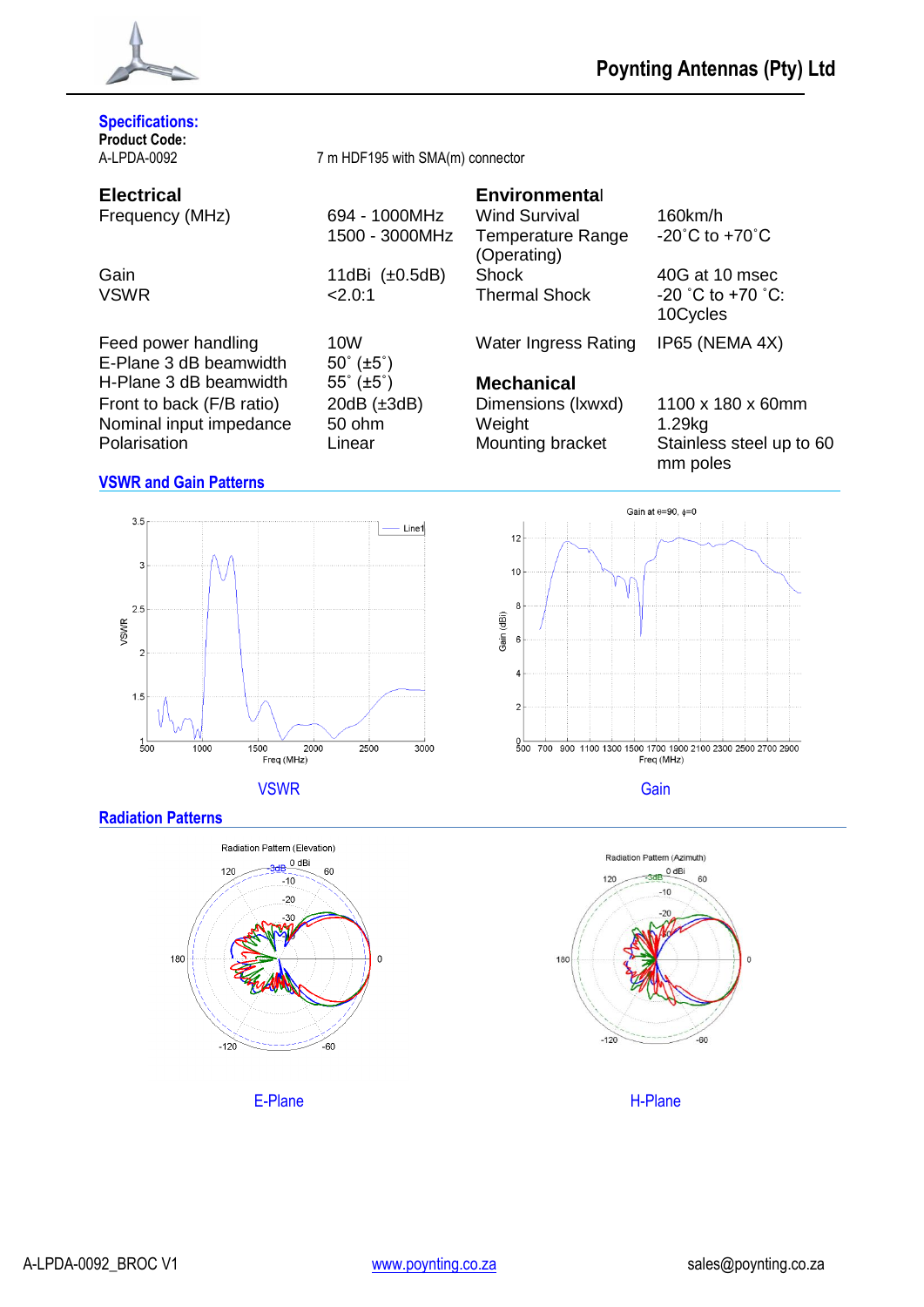## Specifications:

**Product Code:**

A-LPDA-0092 7 m HDF195 with SMA(m) connector

### Electrical

| | |
|---|---|
| Frequency (MHz) | 694 - 1000MHz<br>1500 - 3000MHz |
| Gain | 11dBi (±0.5dB) |
| VSWR | <2.0:1 |
| Feed power handling | 10W |
| E-Plane 3 dB beamwidth | 50˚ (±5˚) |
| H-Plane 3 dB beamwidth | 55˚ (±5˚) |
| Front to back (F/B ratio) | 20dB (±3dB) |
| Nominal input impedance | 50 ohm |
| Polarisation | Linear |

### Environmental

| | |
|---|---|
| Wind Survival | 160km/h |
| Temperature Range (Operating) | -20˚C to +70˚C |
| Shock | 40G at 10 msec |
| Thermal Shock | -20 ˚C to +70 ˚C: 10Cycles |
| Water Ingress Rating | IP65 (NEMA 4X) |

### Mechanical

| | |
|---|---|
| Dimensions (lxwxd) | 1100 x 180 x 60mm |
| Weight | 1.29kg |
| Mounting bracket | Stainless steel up to 60 mm poles |

## VSWR and Gain Patterns

VSWR

Gain

## Radiation Patterns

E-Plane

H-Plane